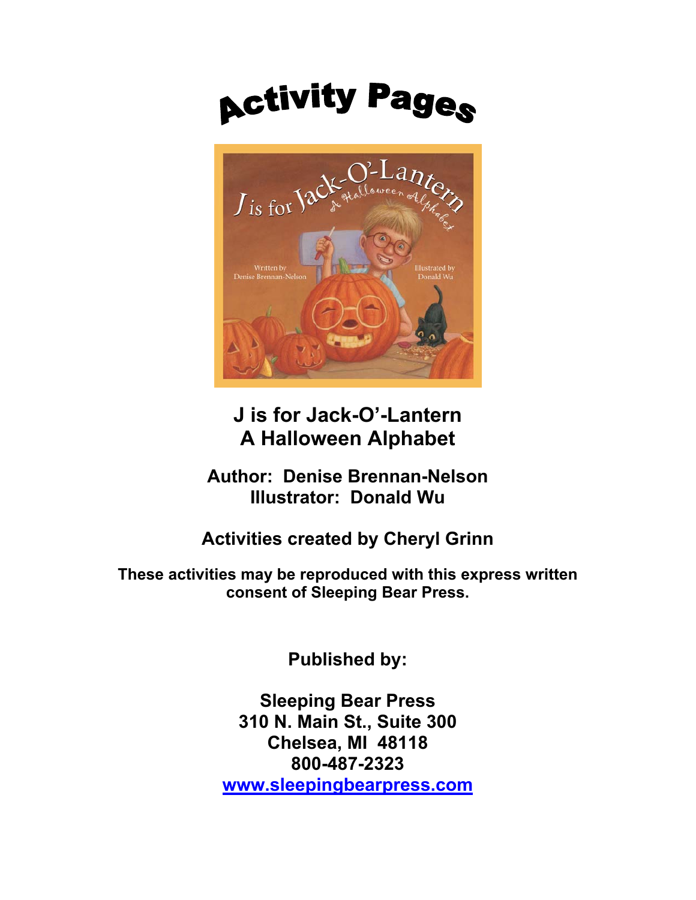# Activity Pages

## J is for Jack-O'-Lantern
## A Halloween Alphabet

**Author: Denise Brennan-Nelson**
**Illustrator: Donald Wu**

**Activities created by Cheryl Grinn**

**These activities may be reproduced with this express written consent of Sleeping Bear Press.**

**Published by:**

**Sleeping Bear Press**
**310 N. Main St., Suite 300**
**Chelsea, MI 48118**
**800-487-2323**
**www.sleepingbearpress.com**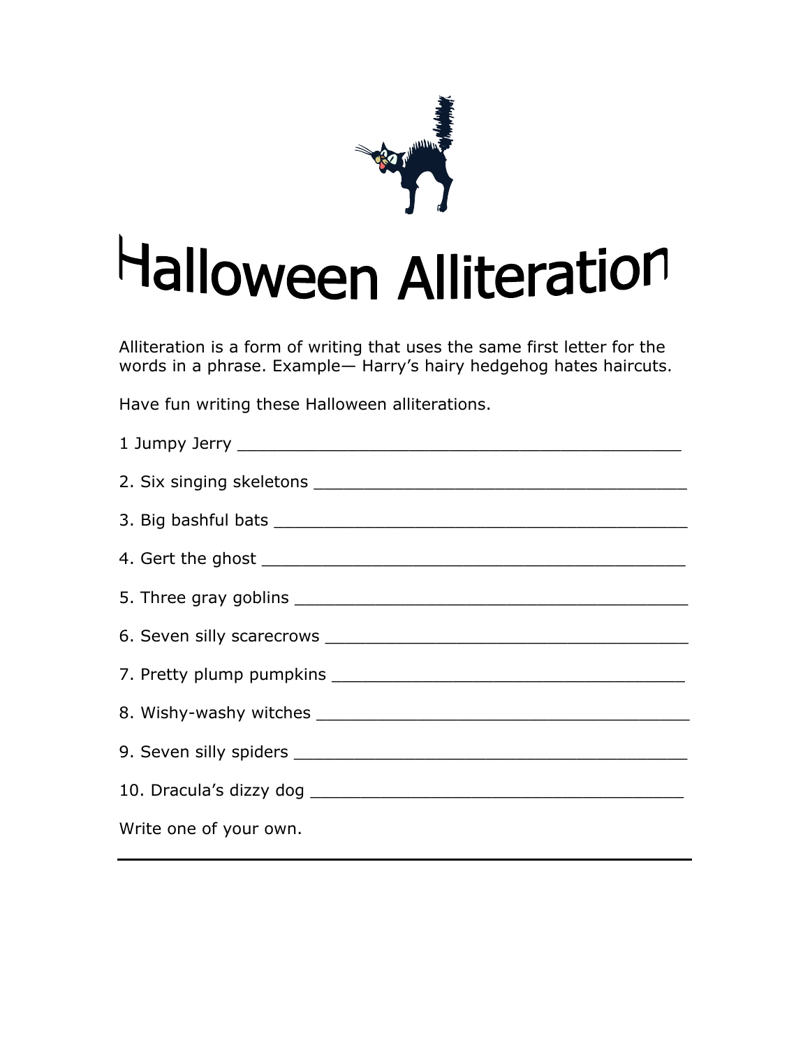# Halloween Alliteration

Alliteration is a form of writing that uses the same first letter for the words in a phrase. Example— Harry's hairy hedgehog hates haircuts.

Have fun writing these Halloween alliterations.

1 Jumpy Jerry ______________________________________________

2. Six singing skeletons _______________________________________

3. Big bashful bats ___________________________________________

4. Gert the ghost _____________________________________________

5. Three gray goblins _________________________________________

6. Seven silly scarecrows ______________________________________

7. Pretty plump pumpkins _____________________________________

8. Wishy-washy witches _______________________________________

9. Seven silly spiders _________________________________________

10. Dracula's dizzy dog _______________________________________

Write one of your own.

_______________________________________________________________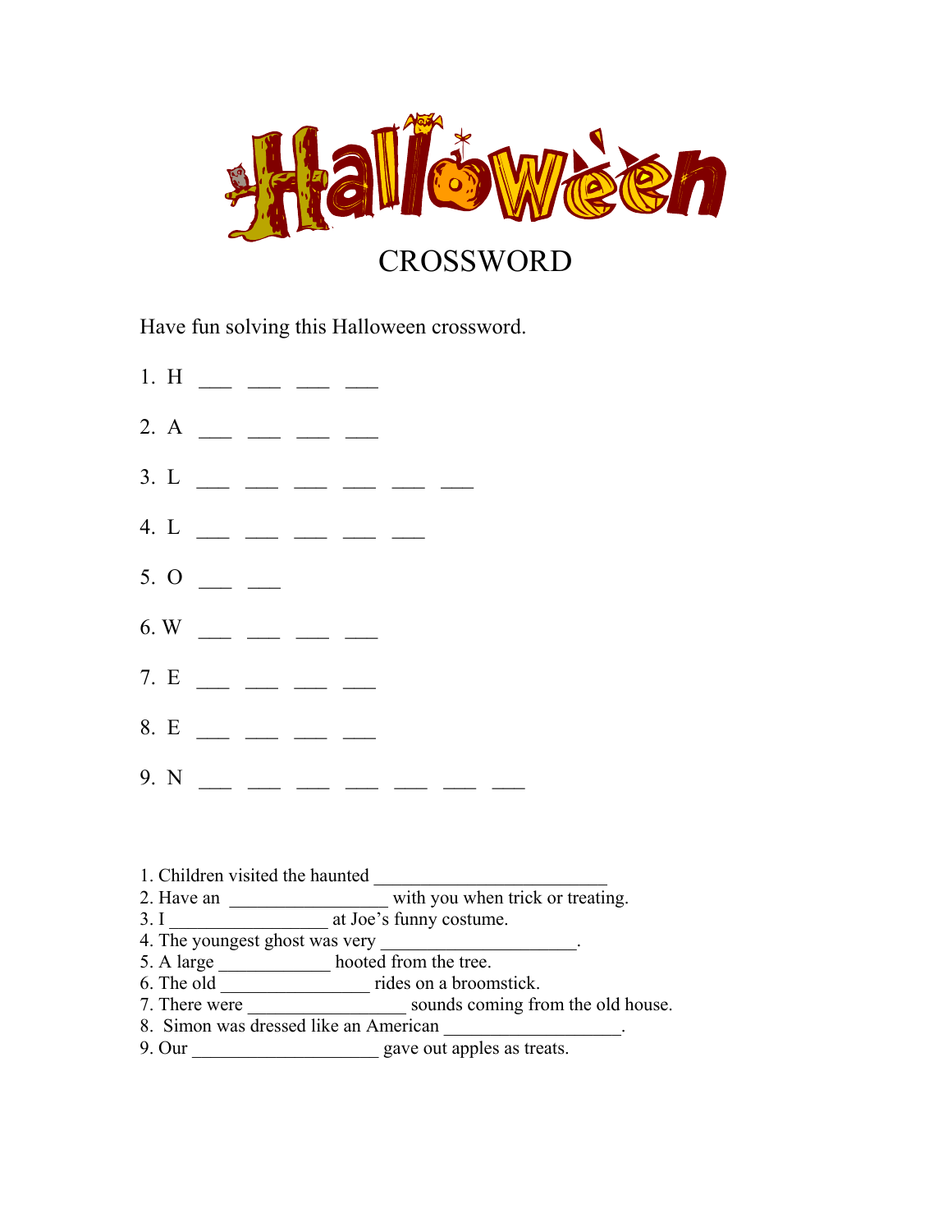# Halloween

## CROSSWORD

Have fun solving this Halloween crossword.

1. H ___ ___ ___ ___

2. A ___ ___ ___ ___

3. L ___ ___ ___ ___ ___ ___

4. L ___ ___ ___ ___ ___

5. O ___ ___

6. W ___ ___ ___ ___

7. E ___ ___ ___ ___

8. E ___ ___ ___ ___

9. N ___ ___ ___ ___ ___ ___ ___

1. Children visited the haunted ________________________
2. Have an ________________ with you when trick or treating.
3. I ________________ at Joe's funny costume.
4. The youngest ghost was very ____________________.
5. A large ____________ hooted from the tree.
6. The old ________________ rides on a broomstick.
7. There were ________________ sounds coming from the old house.
8. Simon was dressed like an American __________________.
9. Our ____________________ gave out apples as treats.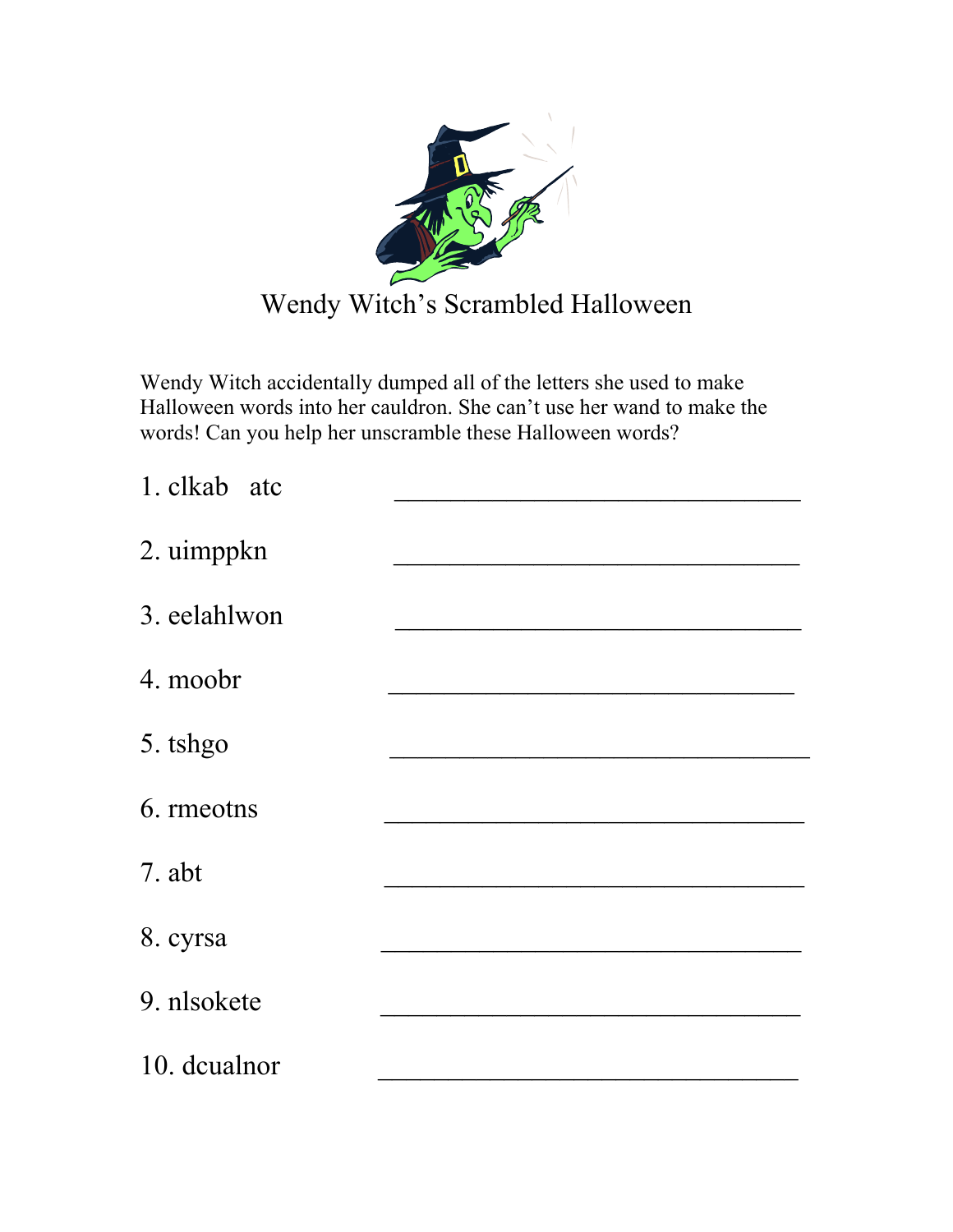# Wendy Witch's Scrambled Halloween

Wendy Witch accidentally dumped all of the letters she used to make Halloween words into her cauldron. She can't use her wand to make the words! Can you help her unscramble these Halloween words?

1. clkab atc ______________________________

2. uimppkn ______________________________

3. eelahlwon ______________________________

4. moobr ______________________________

5. tshgo ______________________________

6. rmeotns ______________________________

7. abt ______________________________

8. cyrsa ______________________________

9. nlsokete ______________________________

10. dcualnor ______________________________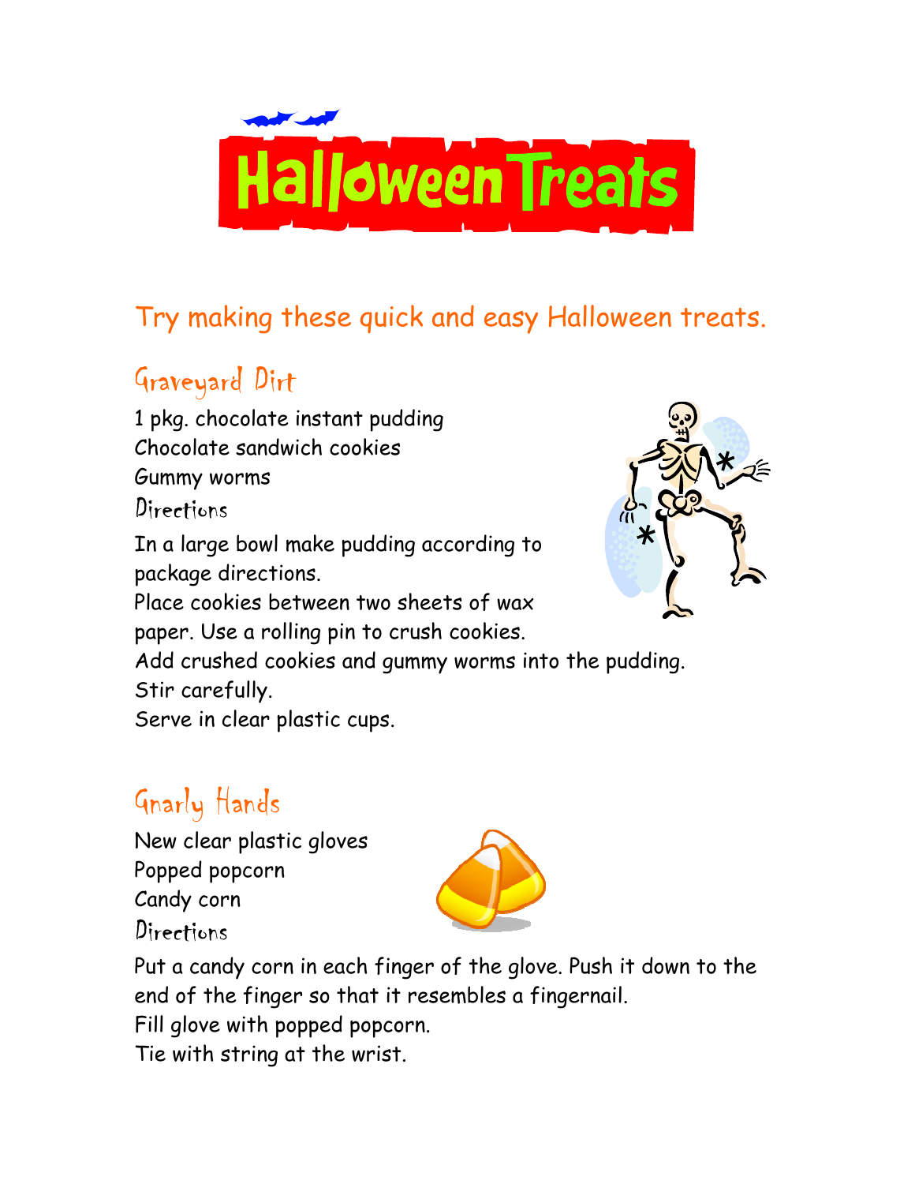# Halloween Treats

Try making these quick and easy Halloween treats.

## Graveyard Dirt

1 pkg. chocolate instant pudding
Chocolate sandwich cookies
Gummy worms

### Directions

In a large bowl make pudding according to package directions.
Place cookies between two sheets of wax paper. Use a rolling pin to crush cookies.
Add crushed cookies and gummy worms into the pudding.
Stir carefully.
Serve in clear plastic cups.

## Gnarly Hands

New clear plastic gloves
Popped popcorn
Candy corn

### Directions

Put a candy corn in each finger of the glove. Push it down to the end of the finger so that it resembles a fingernail.
Fill glove with popped popcorn.
Tie with string at the wrist.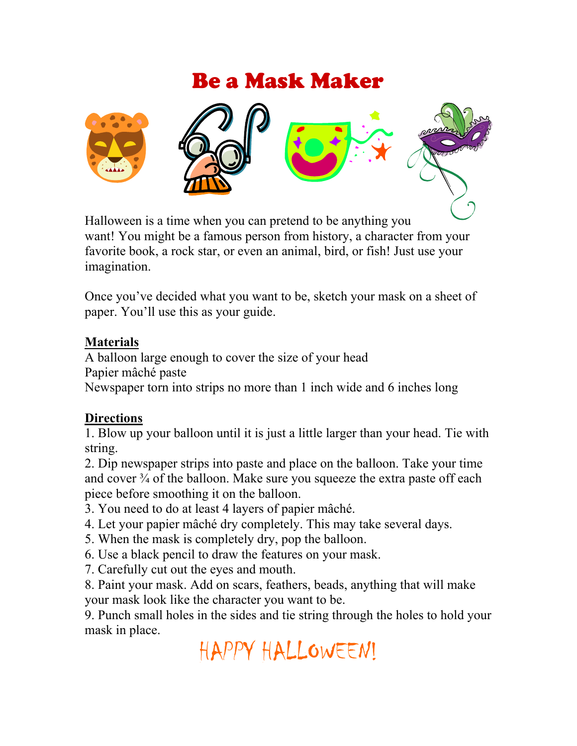# Be a Mask Maker

Halloween is a time when you can pretend to be anything you want! You might be a famous person from history, a character from your favorite book, a rock star, or even an animal, bird, or fish! Just use your imagination.

Once you've decided what you want to be, sketch your mask on a sheet of paper. You'll use this as your guide.

## Materials

A balloon large enough to cover the size of your head
Papier mâché paste
Newspaper torn into strips no more than 1 inch wide and 6 inches long

## Directions

1. Blow up your balloon until it is just a little larger than your head. Tie with string.
2. Dip newspaper strips into paste and place on the balloon. Take your time and cover ¾ of the balloon. Make sure you squeeze the extra paste off each piece before smoothing it on the balloon.
3. You need to do at least 4 layers of papier mâché.
4. Let your papier mâché dry completely. This may take several days.
5. When the mask is completely dry, pop the balloon.
6. Use a black pencil to draw the features on your mask.
7. Carefully cut out the eyes and mouth.
8. Paint your mask. Add on scars, feathers, beads, anything that will make your mask look like the character you want to be.
9. Punch small holes in the sides and tie string through the holes to hold your mask in place.

HAPPY HALLOWEEN!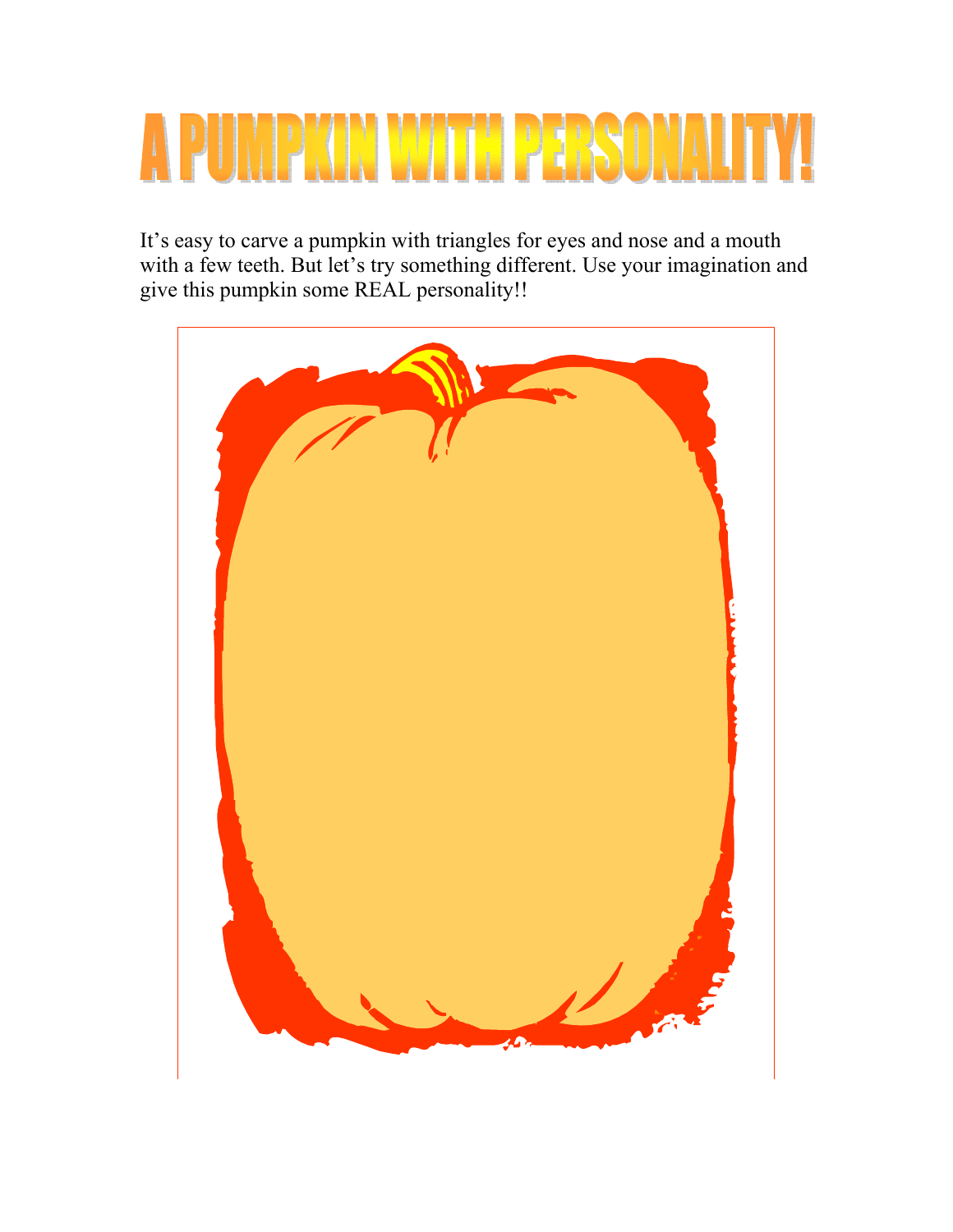# A PUMPKIN WITH PERSONALITY!

It's easy to carve a pumpkin with triangles for eyes and nose and a mouth with a few teeth. But let's try something different. Use your imagination and give this pumpkin some REAL personality!!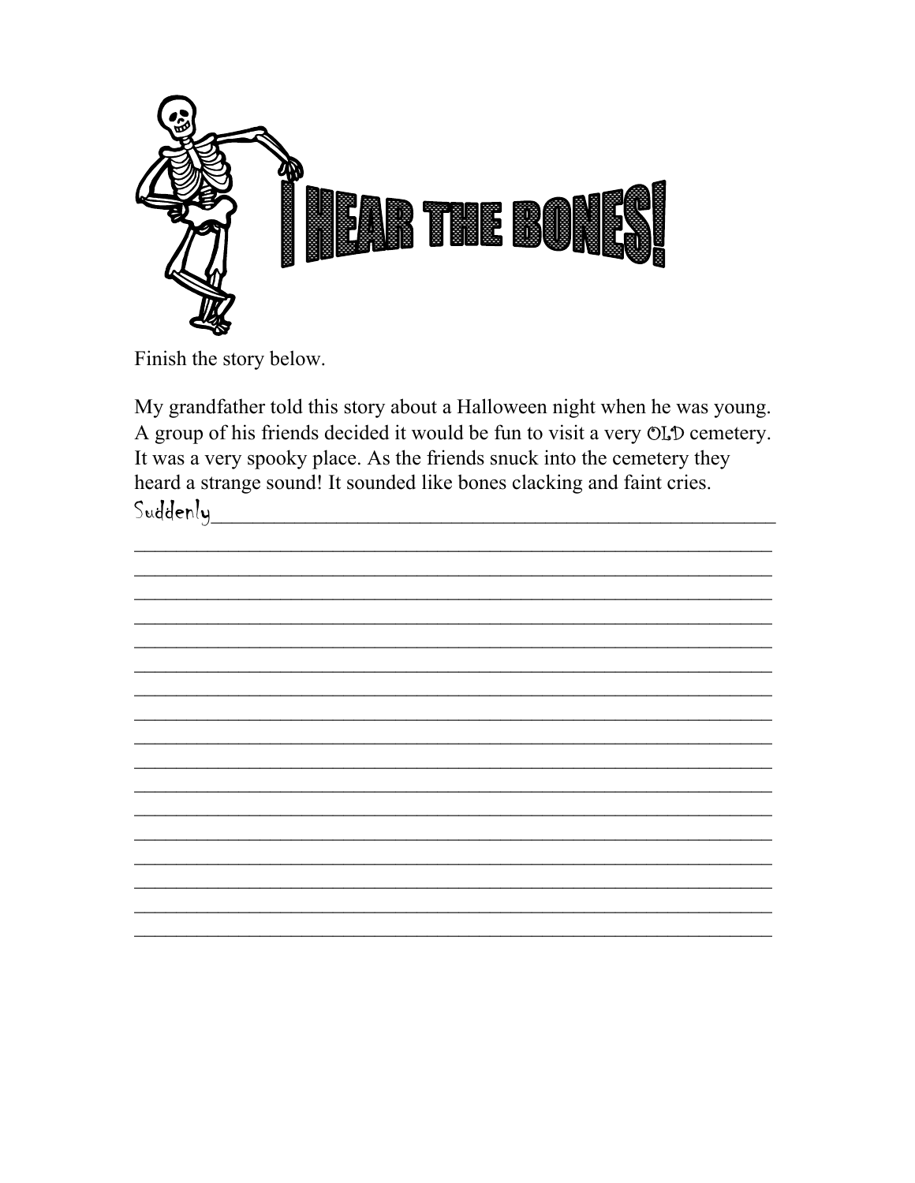# I HEAR THE BONES!

Finish the story below.

My grandfather told this story about a Halloween night when he was young. A group of his friends decided it would be fun to visit a very OLD cemetery. It was a very spooky place. As the friends snuck into the cemetery they heard a strange sound! It sounded like bones clacking and faint cries.

Suddenly_______________________________________________________________

_______________________________________________________________________

_______________________________________________________________________

_______________________________________________________________________

_______________________________________________________________________

_______________________________________________________________________

_______________________________________________________________________

_______________________________________________________________________

_______________________________________________________________________

_______________________________________________________________________

_______________________________________________________________________

_______________________________________________________________________

_______________________________________________________________________

_______________________________________________________________________

_______________________________________________________________________

_______________________________________________________________________

_______________________________________________________________________

_______________________________________________________________________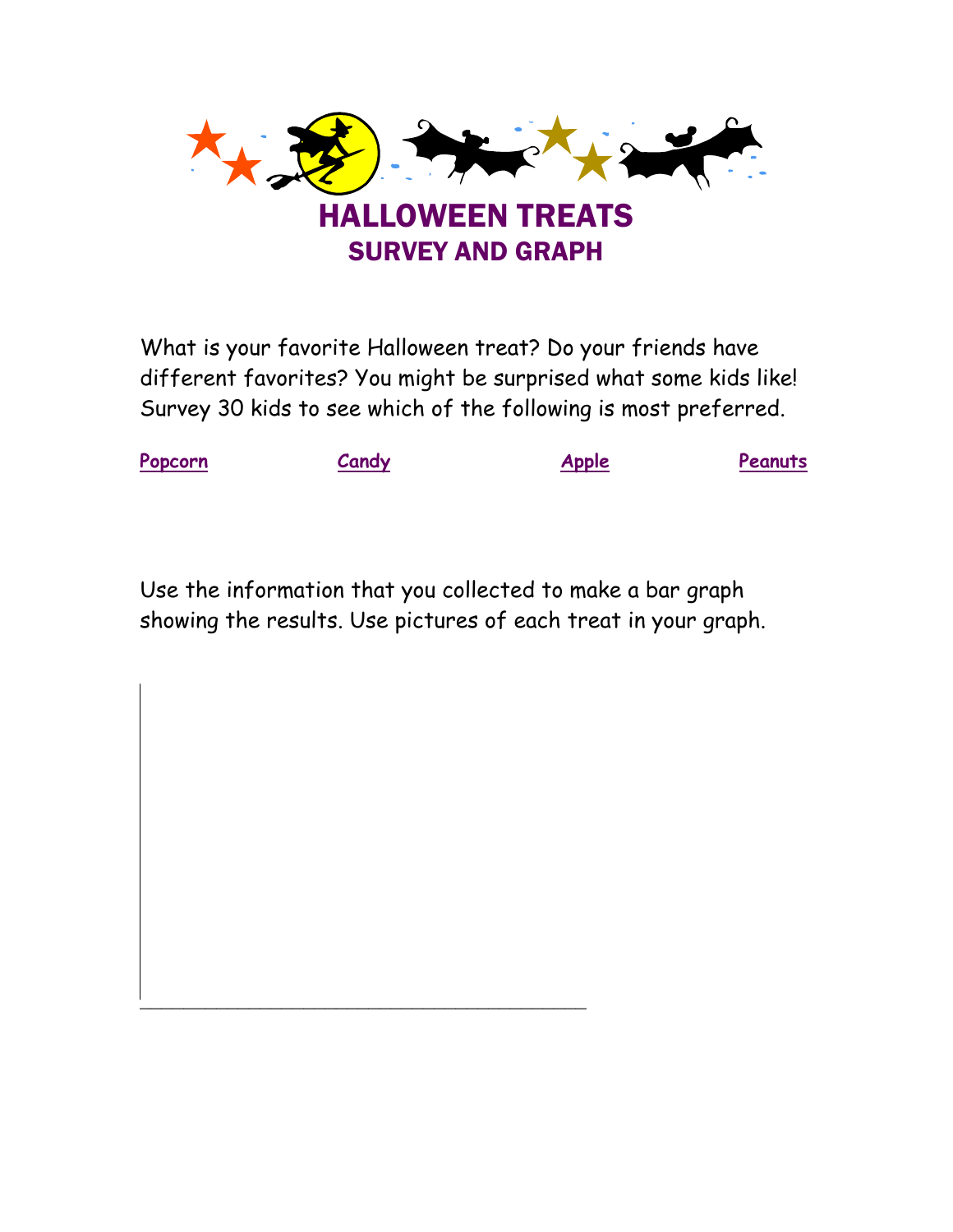# HALLOWEEN TREATS
## SURVEY AND GRAPH

What is your favorite Halloween treat? Do your friends have different favorites? You might be surprised what some kids like! Survey 30 kids to see which of the following is most preferred.

<u>**Popcorn**</u> <u>**Candy**</u> <u>**Apple**</u> <u>**Peanuts**</u>

Use the information that you collected to make a bar graph showing the results. Use pictures of each treat in your graph.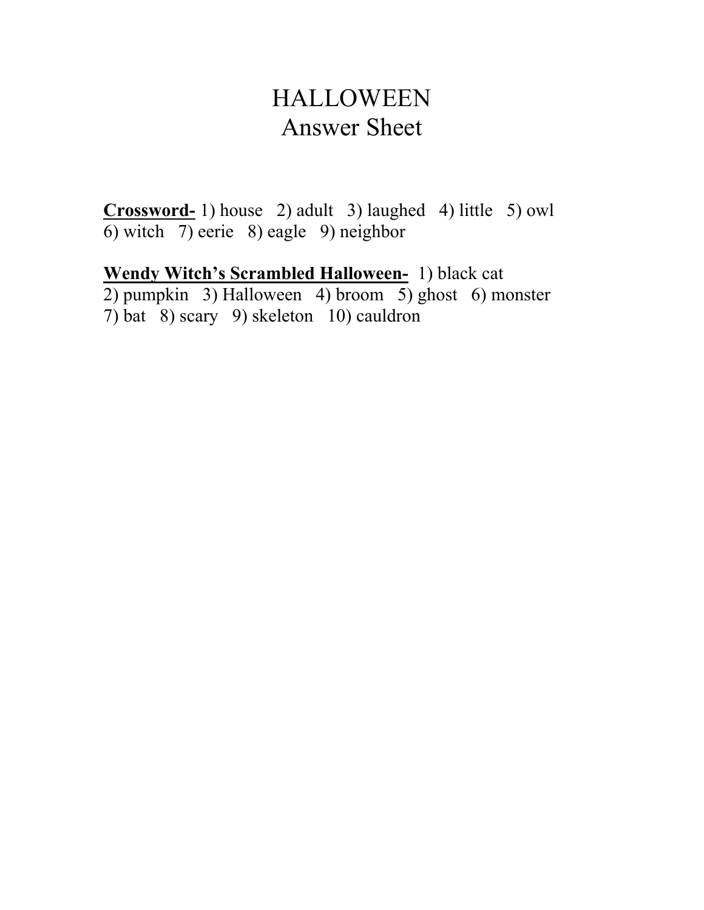# HALLOWEEN
# Answer Sheet

**<u>Crossword-</u>** 1) house 2) adult 3) laughed 4) little 5) owl 6) witch 7) eerie 8) eagle 9) neighbor

**<u>Wendy Witch's Scrambled Halloween-</u>** 1) black cat 2) pumpkin 3) Halloween 4) broom 5) ghost 6) monster 7) bat 8) scary 9) skeleton 10) cauldron